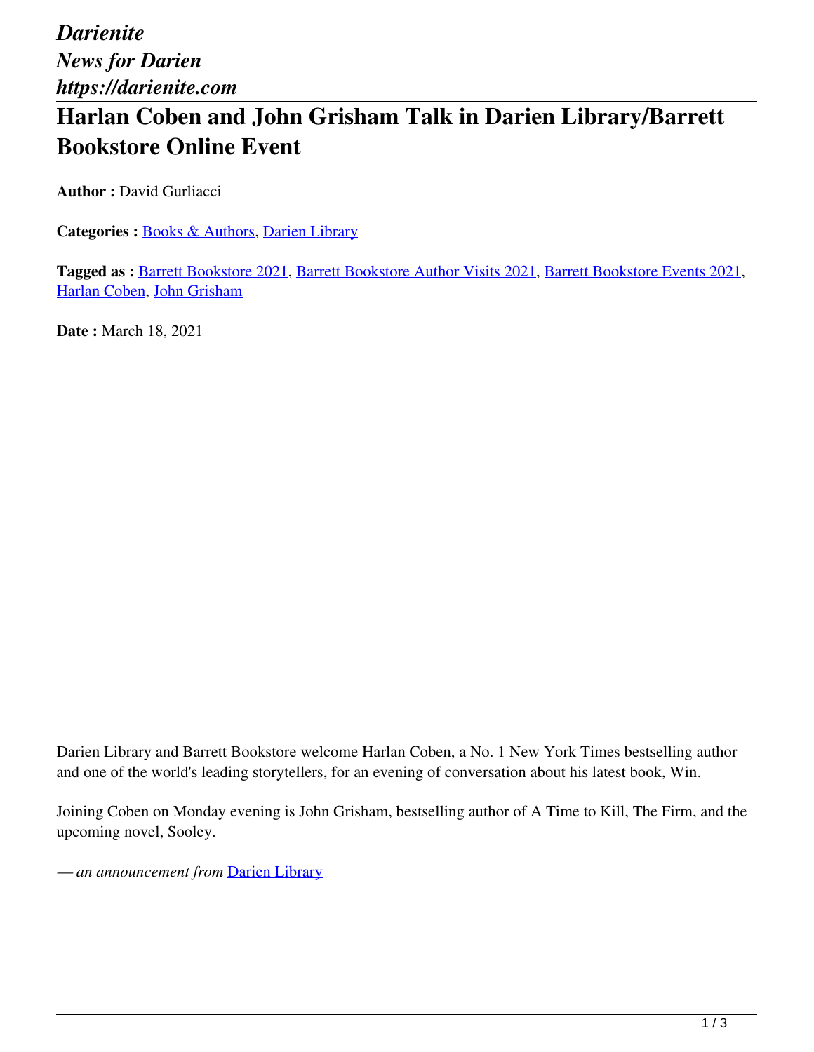*Darienite*
*News for Darien*
*https://darienite.com*

# Harlan Coben and John Grisham Talk in Darien Library/Barrett Bookstore Online Event

**Author :** David Gurliacci

**Categories :** Books & Authors, Darien Library

**Tagged as :** Barrett Bookstore 2021, Barrett Bookstore Author Visits 2021, Barrett Bookstore Events 2021, Harlan Coben, John Grisham

**Date :** March 18, 2021

Darien Library and Barrett Bookstore welcome Harlan Coben, a No. 1 New York Times bestselling author and one of the world's leading storytellers, for an evening of conversation about his latest book, Win.

Joining Coben on Monday evening is John Grisham, bestselling author of A Time to Kill, The Firm, and the upcoming novel, Sooley.

*— an announcement from* Darien Library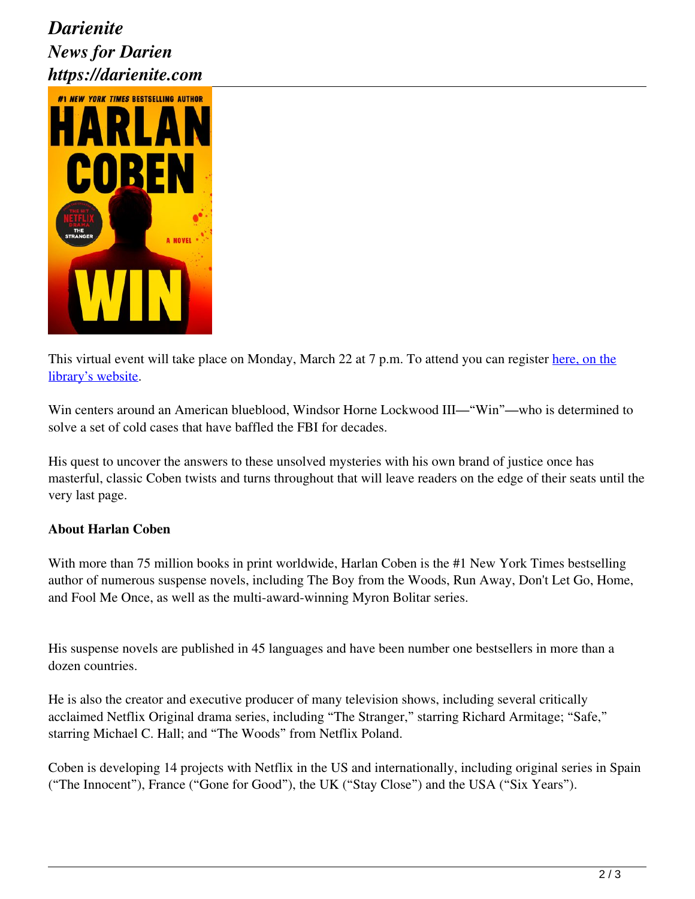This virtual event will take place on Monday, March 22 at 7 p.m. To attend you can register [here, on the library's website](#).

Win centers around an American blueblood, Windsor Horne Lockwood III—"Win"—who is determined to solve a set of cold cases that have baffled the FBI for decades.

His quest to uncover the answers to these unsolved mysteries with his own brand of justice once has masterful, classic Coben twists and turns throughout that will leave readers on the edge of their seats until the very last page.

**About Harlan Coben**

With more than 75 million books in print worldwide, Harlan Coben is the #1 New York Times bestselling author of numerous suspense novels, including The Boy from the Woods, Run Away, Don't Let Go, Home, and Fool Me Once, as well as the multi-award-winning Myron Bolitar series.

His suspense novels are published in 45 languages and have been number one bestsellers in more than a dozen countries.

He is also the creator and executive producer of many television shows, including several critically acclaimed Netflix Original drama series, including "The Stranger," starring Richard Armitage; "Safe," starring Michael C. Hall; and "The Woods" from Netflix Poland.

Coben is developing 14 projects with Netflix in the US and internationally, including original series in Spain ("The Innocent"), France ("Gone for Good"), the UK ("Stay Close") and the USA ("Six Years").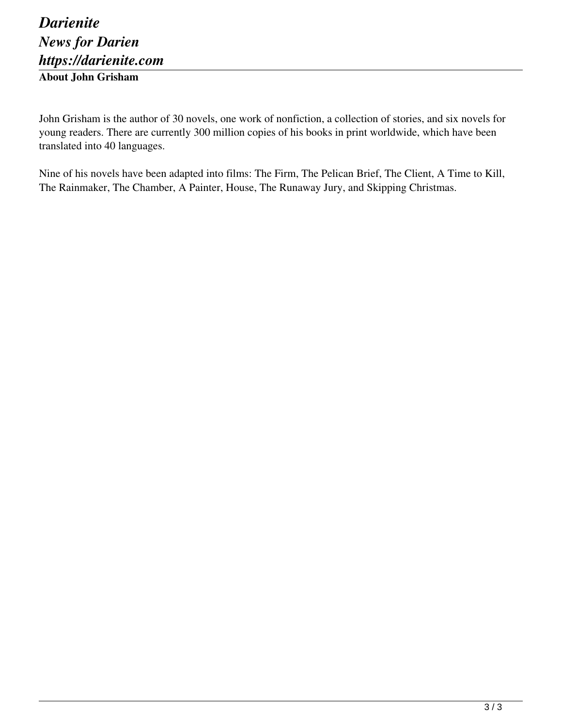**About John Grisham**

John Grisham is the author of 30 novels, one work of nonfiction, a collection of stories, and six novels for young readers. There are currently 300 million copies of his books in print worldwide, which have been translated into 40 languages.

Nine of his novels have been adapted into films: The Firm, The Pelican Brief, The Client, A Time to Kill, The Rainmaker, The Chamber, A Painter, House, The Runaway Jury, and Skipping Christmas.